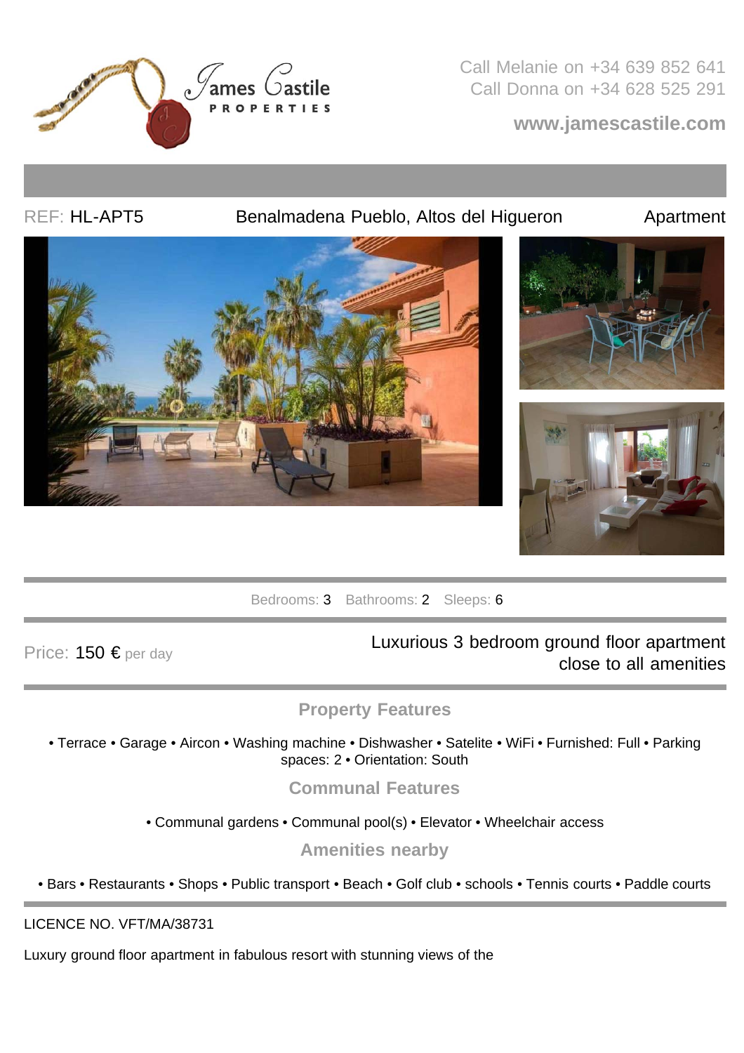James Castile PROPERTIES

Call Melanie on +34 639 852 641
Call Donna on +34 628 525 291

www.jamescastile.com

REF: HL-APT5 | Benalmadena Pueblo, Altos del Higueron | Apartment

Bedrooms: 3 Bathrooms: 2 Sleeps: 6

Price: 150 € per day

Luxurious 3 bedroom ground floor apartment close to all amenities

## Property Features

• Terrace • Garage • Aircon • Washing machine • Dishwasher • Satelite • WiFi • Furnished: Full • Parking spaces: 2 • Orientation: South

## Communal Features

• Communal gardens • Communal pool(s) • Elevator • Wheelchair access

## Amenities nearby

• Bars • Restaurants • Shops • Public transport • Beach • Golf club • schools • Tennis courts • Paddle courts

LICENCE NO. VFT/MA/38731

Luxury ground floor apartment in fabulous resort with stunning views of the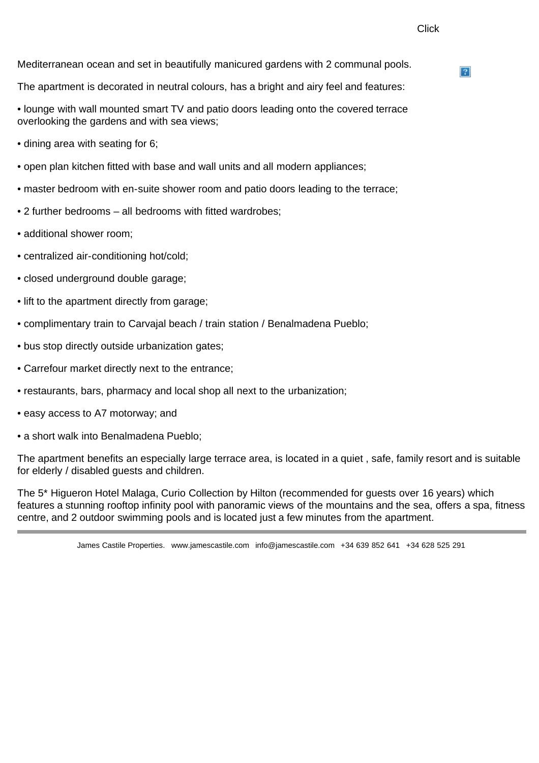Mediterranean ocean and set in beautifully manicured gardens with 2 communal pools.

The apartment is decorated in neutral colours, has a bright and airy feel and features:

- lounge with wall mounted smart TV and patio doors leading onto the covered terrace overlooking the gardens and with sea views;
- dining area with seating for 6;
- open plan kitchen fitted with base and wall units and all modern appliances;
- master bedroom with en-suite shower room and patio doors leading to the terrace;
- 2 further bedrooms – all bedrooms with fitted wardrobes;
- additional shower room;
- centralized air-conditioning hot/cold;
- closed underground double garage;
- lift to the apartment directly from garage;
- complimentary train to Carvajal beach / train station / Benalmadena Pueblo;
- bus stop directly outside urbanization gates;
- Carrefour market directly next to the entrance;
- restaurants, bars, pharmacy and local shop all next to the urbanization;
- easy access to A7 motorway; and
- a short walk into Benalmadena Pueblo;

The apartment benefits an especially large terrace area, is located in a quiet , safe, family resort and is suitable for elderly / disabled guests and children.

The 5* Higueron Hotel Malaga, Curio Collection by Hilton (recommended for guests over 16 years) which features a stunning rooftop infinity pool with panoramic views of the mountains and the sea, offers a spa, fitness centre, and 2 outdoor swimming pools and is located just a few minutes from the apartment.

---

James Castile Properties. www.jamescastile.com info@jamescastile.com +34 639 852 641 +34 628 525 291